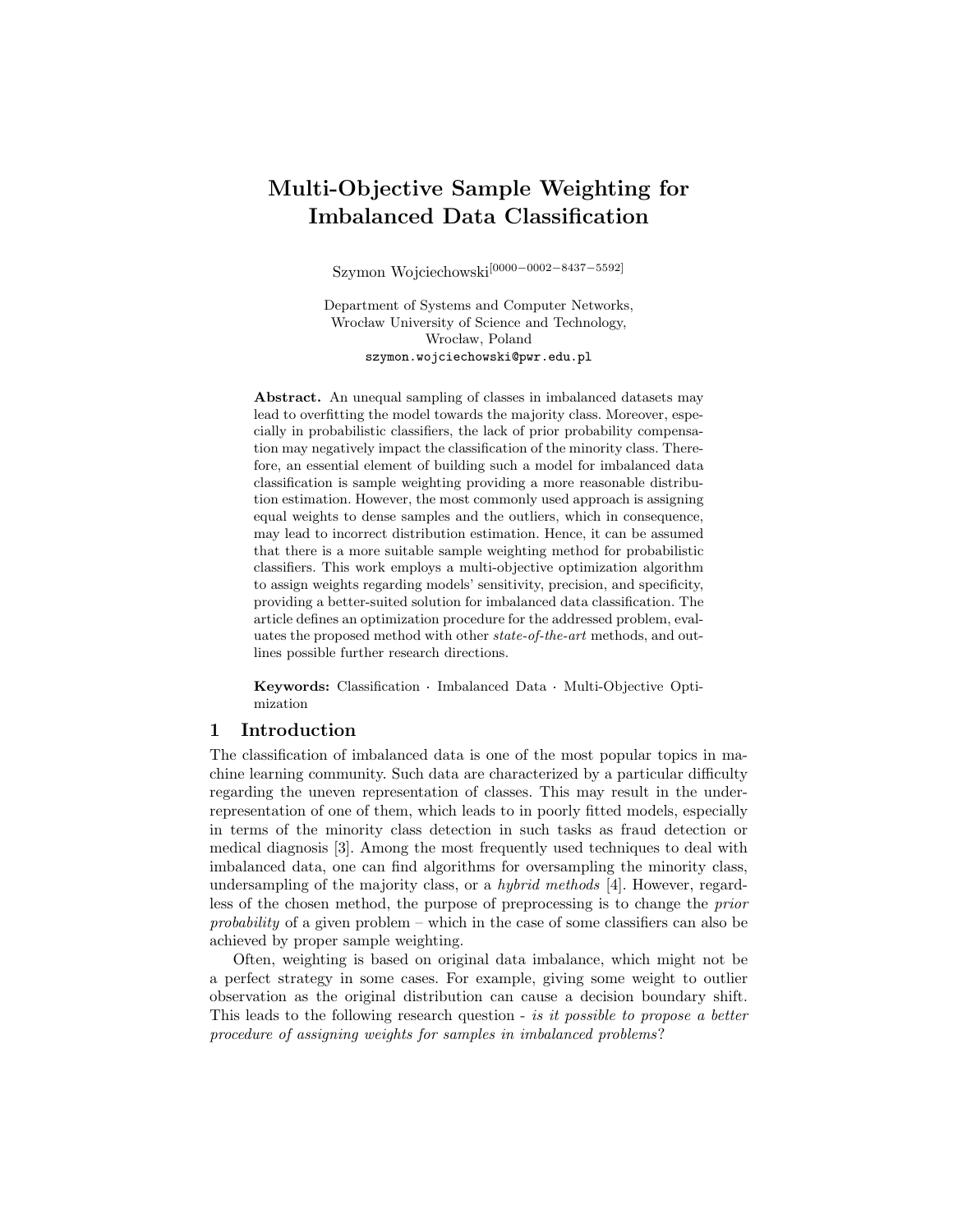# Multi-Objective Sample Weighting for Imbalanced Data Classification

Szymon Wojciechowski[0000−0002−8437−5592]

Department of Systems and Computer Networks,
Wrocław University of Science and Technology,
Wrocław, Poland
szymon.wojciechowski@pwr.edu.pl

**Abstract.** An unequal sampling of classes in imbalanced datasets may lead to overfitting the model towards the majority class. Moreover, especially in probabilistic classifiers, the lack of prior probability compensation may negatively impact the classification of the minority class. Therefore, an essential element of building such a model for imbalanced data classification is sample weighting providing a more reasonable distribution estimation. However, the most commonly used approach is assigning equal weights to dense samples and the outliers, which in consequence, may lead to incorrect distribution estimation. Hence, it can be assumed that there is a more suitable sample weighting method for probabilistic classifiers. This work employs a multi-objective optimization algorithm to assign weights regarding models' sensitivity, precision, and specificity, providing a better-suited solution for imbalanced data classification. The article defines an optimization procedure for the addressed problem, evaluates the proposed method with other *state-of-the-art* methods, and outlines possible further research directions.

**Keywords:** Classification · Imbalanced Data · Multi-Objective Optimization

## 1 Introduction

The classification of imbalanced data is one of the most popular topics in machine learning community. Such data are characterized by a particular difficulty regarding the uneven representation of classes. This may result in the underrepresentation of one of them, which leads to in poorly fitted models, especially in terms of the minority class detection in such tasks as fraud detection or medical diagnosis [3]. Among the most frequently used techniques to deal with imbalanced data, one can find algorithms for oversampling the minority class, undersampling of the majority class, or a *hybrid methods* [4]. However, regardless of the chosen method, the purpose of preprocessing is to change the *prior probability* of a given problem – which in the case of some classifiers can also be achieved by proper sample weighting.

Often, weighting is based on original data imbalance, which might not be a perfect strategy in some cases. For example, giving some weight to outlier observation as the original distribution can cause a decision boundary shift. This leads to the following research question - *is it possible to propose a better procedure of assigning weights for samples in imbalanced problems*?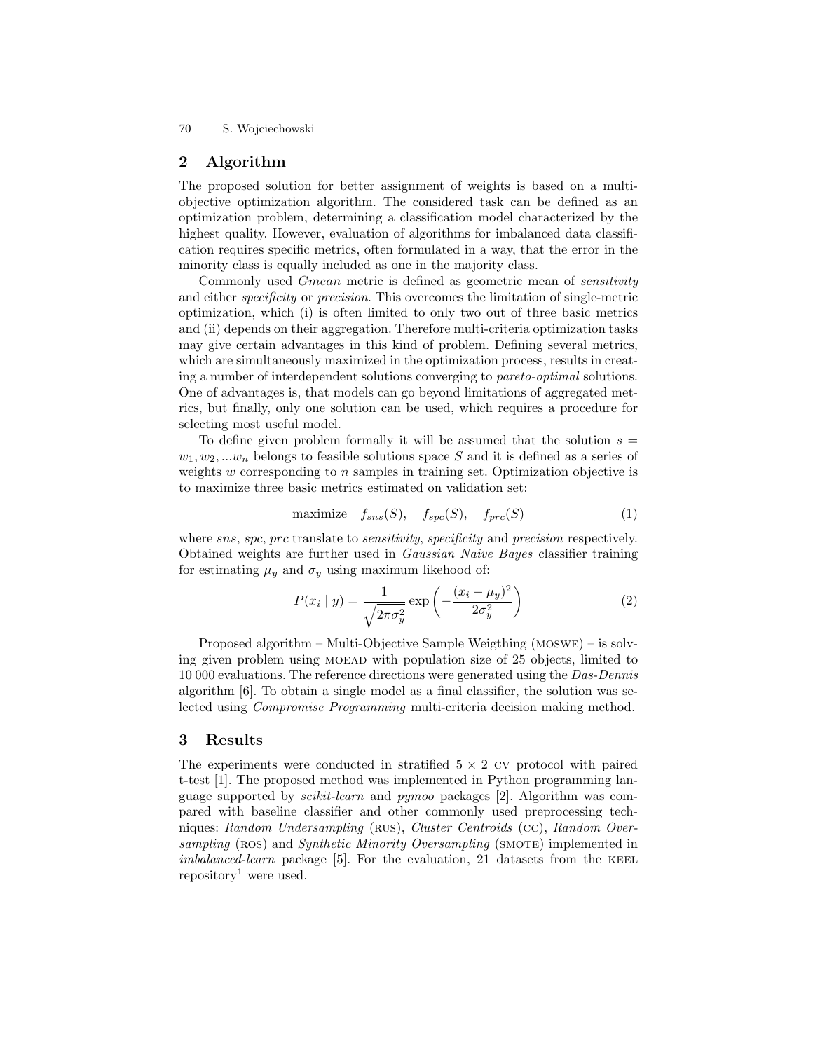## 2 Algorithm

The proposed solution for better assignment of weights is based on a multi-objective optimization algorithm. The considered task can be defined as an optimization problem, determining a classification model characterized by the highest quality. However, evaluation of algorithms for imbalanced data classification requires specific metrics, often formulated in a way, that the error in the minority class is equally included as one in the majority class.

Commonly used *Gmean* metric is defined as geometric mean of *sensitivity* and either *specificity* or *precision*. This overcomes the limitation of single-metric optimization, which (i) is often limited to only two out of three basic metrics and (ii) depends on their aggregation. Therefore multi-criteria optimization tasks may give certain advantages in this kind of problem. Defining several metrics, which are simultaneously maximized in the optimization process, results in creating a number of interdependent solutions converging to *pareto-optimal* solutions. One of advantages is, that models can go beyond limitations of aggregated metrics, but finally, only one solution can be used, which requires a procedure for selecting most useful model.

To define given problem formally it will be assumed that the solution $s = w_1, w_2, ...w_n$ belongs to feasible solutions space $S$ and it is defined as a series of weights $w$ corresponding to $n$ samples in training set. Optimization objective is to maximize three basic metrics estimated on validation set:

$$\text{maximize} \quad f_{sns}(S), \quad f_{spc}(S), \quad f_{prc}(S) \tag{1}$$

where *sns*, *spc*, *prc* translate to *sensitivity*, *specificity* and *precision* respectively. Obtained weights are further used in *Gaussian Naive Bayes* classifier training for estimating $\mu_y$ and $\sigma_y$ using maximum likehood of:

$$P(x_i \mid y) = \frac{1}{\sqrt{2\pi\sigma_y^2}} \exp\left(-\frac{(x_i - \mu_y)^2}{2\sigma_y^2}\right) \tag{2}$$

Proposed algorithm – Multi-Objective Sample Weigthing (MOSWE) – is solving given problem using MOEAD with population size of 25 objects, limited to 10 000 evaluations. The reference directions were generated using the *Das-Dennis* algorithm [6]. To obtain a single model as a final classifier, the solution was selected using *Compromise Programming* multi-criteria decision making method.

## 3 Results

The experiments were conducted in stratified 5 × 2 CV protocol with paired t-test [1]. The proposed method was implemented in Python programming language supported by *scikit-learn* and *pymoo* packages [2]. Algorithm was compared with baseline classifier and other commonly used preprocessing techniques: *Random Undersampling* (RUS), *Cluster Centroids* (CC), *Random Oversampling* (ROS) and *Synthetic Minority Oversampling* (SMOTE) implemented in *imbalanced-learn* package [5]. For the evaluation, 21 datasets from the KEEL repository[1] were used.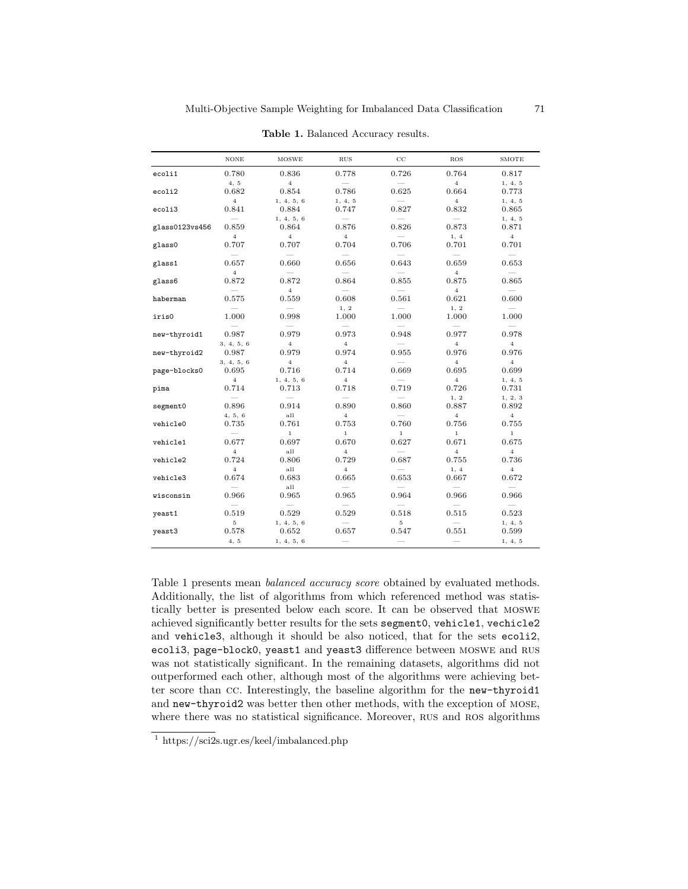**Table 1.** Balanced Accuracy results.

| | NONE | MOSWE | RUS | CC | ROS | SMOTE |
|---|---|---|---|---|---|---|
| ecoli1 | 0.780 | 0.836 | 0.778 | 0.726 | 0.764 | 0.817 |
| | 4, 5 | 4 | — | — | 4 | 1, 4, 5 |
| ecoli2 | 0.682 | 0.854 | 0.786 | 0.625 | 0.664 | 0.773 |
| | 4 | 1, 4, 5, 6 | 1, 4, 5 | — | 4 | 1, 4, 5 |
| ecoli3 | 0.841 | 0.884 | 0.747 | 0.827 | 0.832 | 0.865 |
| | — | 1, 4, 5, 6 | — | — | — | 1, 4, 5 |
| glass0123vs456 | 0.859 | 0.864 | 0.876 | 0.826 | 0.873 | 0.871 |
| | 4 | 4 | 4 | — | 1, 4 | 4 |
| glass0 | 0.707 | 0.707 | 0.704 | 0.706 | 0.701 | 0.701 |
| | — | — | — | — | — | — |
| glass1 | 0.657 | 0.660 | 0.656 | 0.643 | 0.659 | 0.653 |
| | 4 | — | — | — | 4 | — |
| glass6 | 0.872 | 0.872 | 0.864 | 0.855 | 0.875 | 0.865 |
| | — | 4 | — | — | 4 | — |
| haberman | 0.575 | 0.559 | 0.608 | 0.561 | 0.621 | 0.600 |
| | — | — | 1, 2 | — | 1, 2 | — |
| iris0 | 1.000 | 0.998 | 1.000 | 1.000 | 1.000 | 1.000 |
| | — | — | — | — | — | — |
| new-thyroid1 | 0.987 | 0.979 | 0.973 | 0.948 | 0.977 | 0.978 |
| | 3, 4, 5, 6 | 4 | 4 | — | 4 | 4 |
| new-thyroid2 | 0.987 | 0.979 | 0.974 | 0.955 | 0.976 | 0.976 |
| | 3, 4, 5, 6 | 4 | 4 | — | 4 | 4 |
| page-blocks0 | 0.695 | 0.716 | 0.714 | 0.669 | 0.695 | 0.699 |
| | 4 | 1, 4, 5, 6 | 4 | — | 4 | 1, 4, 5 |
| pima | 0.714 | 0.713 | 0.718 | 0.719 | 0.726 | 0.731 |
| | — | — | — | — | 1, 2 | 1, 2, 3 |
| segment0 | 0.896 | 0.914 | 0.890 | 0.860 | 0.887 | 0.892 |
| | 4, 5, 6 | all | 4 | — | 4 | 4 |
| vehicle0 | 0.735 | 0.761 | 0.753 | 0.760 | 0.756 | 0.755 |
| | — | 1 | 1 | 1 | 1 | 1 |
| vehicle1 | 0.677 | 0.697 | 0.670 | 0.627 | 0.671 | 0.675 |
| | 4 | all | 4 | — | 4 | 4 |
| vehicle2 | 0.724 | 0.806 | 0.729 | 0.687 | 0.755 | 0.736 |
| | 4 | all | 4 | — | 1, 4 | 4 |
| vehicle3 | 0.674 | 0.683 | 0.665 | 0.653 | 0.667 | 0.672 |
| | — | all | — | — | — | — |
| wisconsin | 0.966 | 0.965 | 0.965 | 0.964 | 0.966 | 0.966 |
| | — | — | — | — | — | — |
| yeast1 | 0.519 | 0.529 | 0.529 | 0.518 | 0.515 | 0.523 |
| | 5 | 1, 4, 5, 6 | — | 5 | — | 1, 4, 5 |
| yeast3 | 0.578 | 0.652 | 0.657 | 0.547 | 0.551 | 0.599 |
| | 4, 5 | 1, 4, 5, 6 | — | — | — | 1, 4, 5 |

Table 1 presents mean *balanced accuracy score* obtained by evaluated methods. Additionally, the list of algorithms from which referenced method was statistically better is presented below each score. It can be observed that MOSWE achieved significantly better results for the sets segment0, vehicle1, vechicle2 and vehicle3, although it should be also noticed, that for the sets ecoli2, ecoli3, page-block0, yeast1 and yeast3 difference between MOSWE and RUS was not statistically significant. In the remaining datasets, algorithms did not outperformed each other, although most of the algorithms were achieving better score than CC. Interestingly, the baseline algorithm for the new-thyroid1 and new-thyroid2 was better then other methods, with the exception of MOSE, where there was no statistical significance. Moreover, RUS and ROS algorithms

[1] https://sci2s.ugr.es/keel/imbalanced.php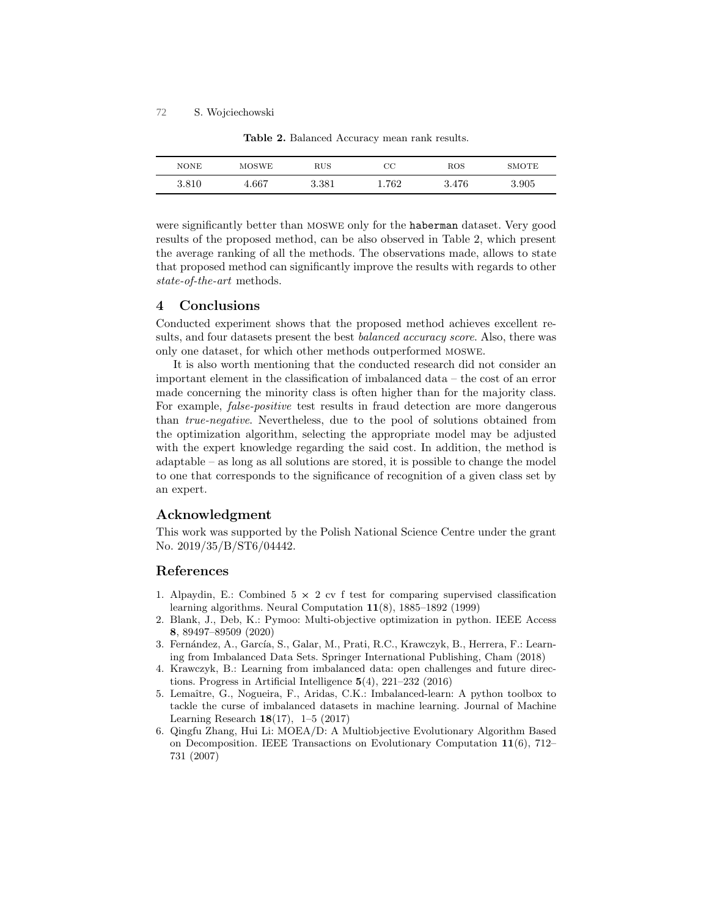**Table 2.** Balanced Accuracy mean rank results.

| NONE | MOSWE | RUS | CC | ROS | SMOTE |
|---|---|---|---|---|---|
| 3.810 | 4.667 | 3.381 | 1.762 | 3.476 | 3.905 |

were significantly better than MOSWE only for the `haberman` dataset. Very good results of the proposed method, can be also observed in Table 2, which present the average ranking of all the methods. The observations made, allows to state that proposed method can significantly improve the results with regards to other *state-of-the-art* methods.

## 4 Conclusions

Conducted experiment shows that the proposed method achieves excellent results, and four datasets present the best *balanced accuracy score*. Also, there was only one dataset, for which other methods outperformed MOSWE.

It is also worth mentioning that the conducted research did not consider an important element in the classification of imbalanced data – the cost of an error made concerning the minority class is often higher than for the majority class. For example, *false-positive* test results in fraud detection are more dangerous than *true-negative*. Nevertheless, due to the pool of solutions obtained from the optimization algorithm, selecting the appropriate model may be adjusted with the expert knowledge regarding the said cost. In addition, the method is adaptable – as long as all solutions are stored, it is possible to change the model to one that corresponds to the significance of recognition of a given class set by an expert.

## Acknowledgment

This work was supported by the Polish National Science Centre under the grant No. 2019/35/B/ST6/04442.

## References

1. Alpaydin, E.: Combined 5 × 2 cv f test for comparing supervised classification learning algorithms. Neural Computation **11**(8), 1885–1892 (1999)
2. Blank, J., Deb, K.: Pymoo: Multi-objective optimization in python. IEEE Access **8**, 89497–89509 (2020)
3. Fernández, A., García, S., Galar, M., Prati, R.C., Krawczyk, B., Herrera, F.: Learning from Imbalanced Data Sets. Springer International Publishing, Cham (2018)
4. Krawczyk, B.: Learning from imbalanced data: open challenges and future directions. Progress in Artificial Intelligence **5**(4), 221–232 (2016)
5. Lemaître, G., Nogueira, F., Aridas, C.K.: Imbalanced-learn: A python toolbox to tackle the curse of imbalanced datasets in machine learning. Journal of Machine Learning Research **18**(17), 1–5 (2017)
6. Qingfu Zhang, Hui Li: MOEA/D: A Multiobjective Evolutionary Algorithm Based on Decomposition. IEEE Transactions on Evolutionary Computation **11**(6), 712–731 (2007)